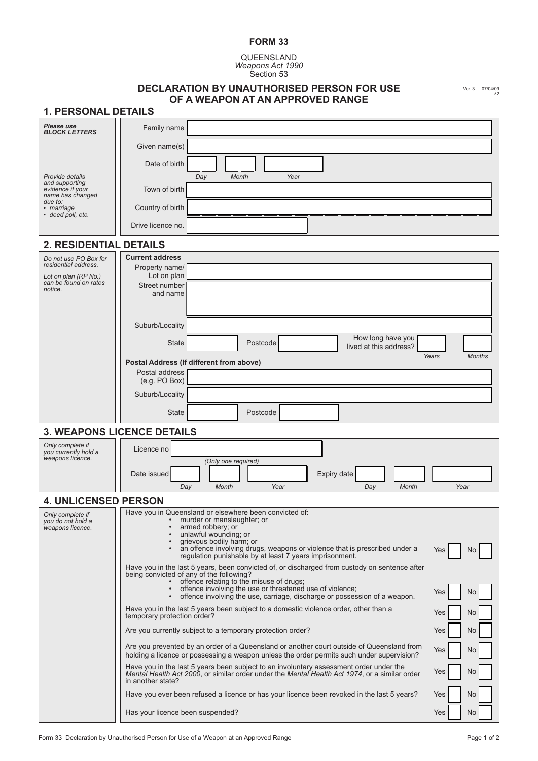**FORM 33**

QUEENSLAND
*Weapons Act 1990*
Section 53

# DECLARATION BY UNAUTHORISED PERSON FOR USE OF A WEAPON AT AN APPROVED RANGE

Ver. 3 — 07/04/09

## 1. PERSONAL DETAILS

***Please use BLOCK LETTERS***

*Provide details and supporting evidence if your name has changed due to:*
- *marriage*
- *deed poll, etc.*

| | |
|---|---|
| Family name | |
| Given name(s) | |
| Date of birth | Day / Month / Year |
| Town of birth | |
| Country of birth | |
| Drive licence no. | |

## 2. RESIDENTIAL DETAILS

*Do not use PO Box for residential address.*

*Lot on plan (RP No.) can be found on rates notice.*

**Current address**

| | |
|---|---|
| Property name/ Lot on plan | |
| Street number and name | |
| Suburb/Locality | |
| State | Postcode |
| How long have you lived at this address? | Years / Months |

**Postal Address (If different from above)**

| | |
|---|---|
| Postal address (e.g. PO Box) | |
| Suburb/Locality | |
| State | Postcode |

## 3. WEAPONS LICENCE DETAILS

*Only complete if you currently hold a weapons licence.*

| | |
|---|---|
| Licence no (Only one required) | |
| Date issued | Day / Month / Year |
| Expiry date | Day / Month / Year |

## 4. UNLICENSED PERSON

*Only complete if you do not hold a weapons licence.*

| Question | Yes | No |
|---|---|---|
| Have you in Queensland or elsewhere been convicted of: <br>• murder or manslaughter; or <br>• armed robbery; or <br>• unlawful wounding; or <br>• grievous bodily harm; or <br>• an offence involving drugs, weapons or violence that is prescribed under a regulation punishable by at least 7 years imprisonment. | | |
| Have you in the last 5 years, been convicted of, or discharged from custody on sentence after being convicted of any of the following? <br>• offence relating to the misuse of drugs; <br>• offence involving the use or threatened use of violence; <br>• offence involving the use, carriage, discharge or possession of a weapon. | | |
| Have you in the last 5 years been subject to a domestic violence order, other than a temporary protection order? | | |
| Are you currently subject to a temporary protection order? | | |
| Are you prevented by an order of a Queensland or another court outside of Queensland from holding a licence or possessing a weapon unless the order permits such under supervision? | | |
| Have you in the last 5 years been subject to an involuntary assessment order under the *Mental Health Act 2000*, or similar order under the *Mental Health Act 1974*, or a similar order in another state? | | |
| Have you ever been refused a licence or has your licence been revoked in the last 5 years? | | |
| Has your licence been suspended? | | |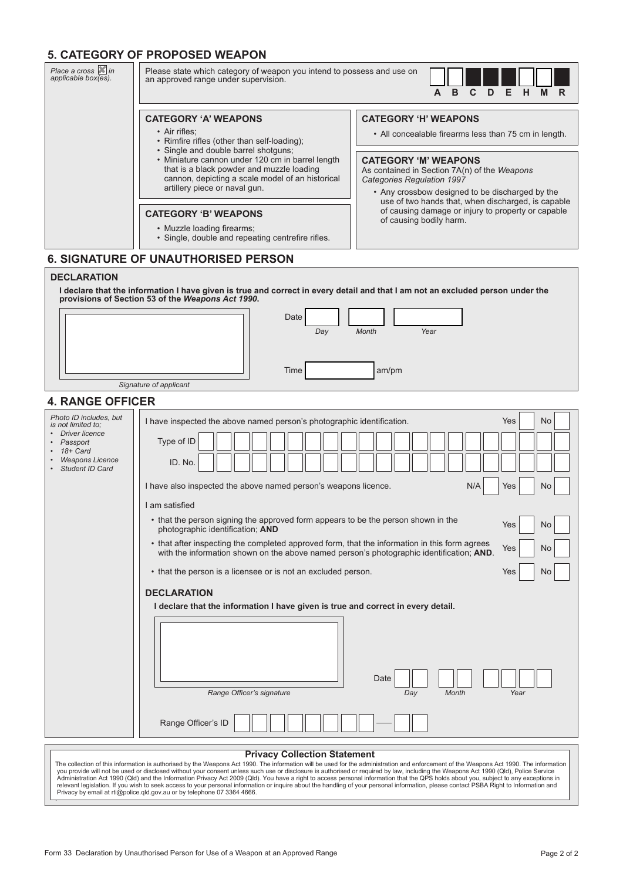## 5. CATEGORY OF PROPOSED WEAPON

*Place a cross ☒ in applicable box(es).*

Please state which category of weapon you intend to possess and use on an approved range under supervision.

| A | B | C | D | E | H | M | R |
|---|---|---|---|---|---|---|---|
| | | | | | | | |

### CATEGORY 'A' WEAPONS

- Air rifles;
- Rimfire rifles (other than self-loading);
- Single and double barrel shotguns;
- Miniature cannon under 120 cm in barrel length that is a black powder and muzzle loading cannon, depicting a scale model of an historical artillery piece or naval gun.

### CATEGORY 'B' WEAPONS

- Muzzle loading firearms;
- Single, double and repeating centrefire rifles.

### CATEGORY 'H' WEAPONS

- All concealable firearms less than 75 cm in length.

### CATEGORY 'M' WEAPONS

As contained in Section 7A(n) of the *Weapons Categories Regulation 1997*

- Any crossbow designed to be discharged by the use of two hands that, when discharged, is capable of causing damage or injury to property or capable of causing bodily harm.

## 6. SIGNATURE OF UNAUTHORISED PERSON

### DECLARATION

**I declare that the information I have given is true and correct in every detail and that I am not an excluded person under the provisions of Section 53 of the *Weapons Act 1990*.**

*Signature of applicant*

Date ______ *Day* ______ *Month* ______ *Year*

Time ______ am/pm

## 4. RANGE OFFICER

*Photo ID includes, but is not limited to;*
- *Driver licence*
- *Passport*
- *18+ Card*
- *Weapons Licence*
- *Student ID Card*

I have inspected the above named person's photographic identification. Yes ☐ No ☐

Type of ID

ID. No.

I have also inspected the above named person's weapons licence. N/A ☐ Yes ☐ No ☐

I am satisfied

- that the person signing the approved form appears to be the person shown in the photographic identification; **AND** Yes ☐ No ☐
- that after inspecting the completed approved form, that the information in this form agrees with the information shown on the above named person's photographic identification; **AND**. Yes ☐ No ☐
- that the person is a licensee or is not an excluded person. Yes ☐ No ☐

### DECLARATION

**I declare that the information I have given is true and correct in every detail.**

*Range Officer's signature*

Date ______ *Day* ______ *Month* ______ *Year*

Range Officer's ID

### Privacy Collection Statement

The collection of this information is authorised by the Weapons Act 1990. The information will be used for the administration and enforcement of the Weapons Act 1990. The information you provide will not be used or disclosed without your consent unless such use or disclosure is authorised or required by law, including the Weapons Act 1990 (Qld), Police Service Administration Act 1990 (Qld) and the Information Privacy Act 2009 (Qld). You have a right to access personal information that the QPS holds about you, subject to any exceptions in relevant legislation. If you wish to seek access to your personal information or inquire about the handling of your personal information, please contact PSBA Right to Information and Privacy by email at rti@police.qld.gov.au or by telephone 07 3364 4666.

Form 33 Declaration by Unauthorised Person for Use of a Weapon at an Approved Range